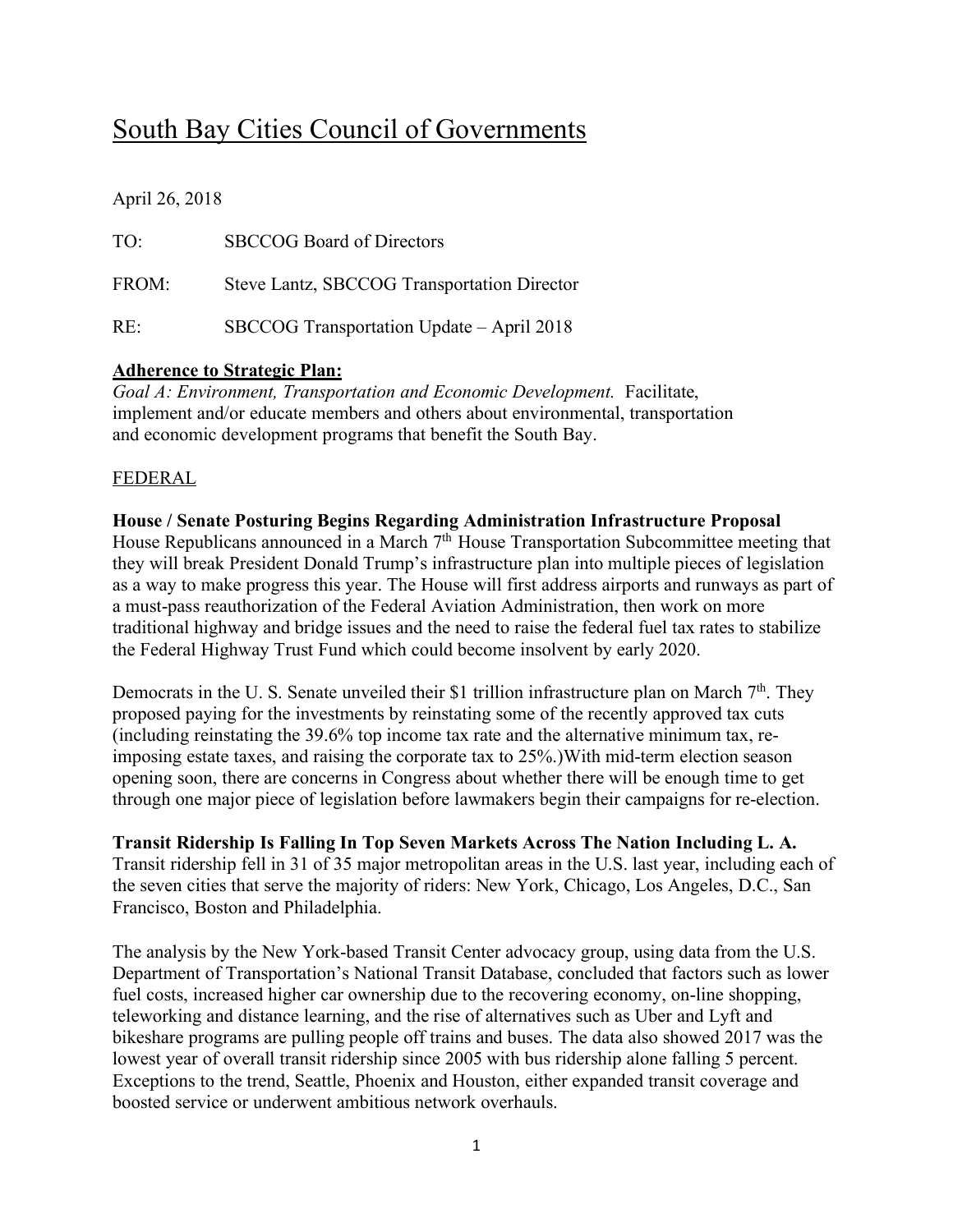# South Bay Cities Council of Governments

April 26, 2018

TO: SBCCOG Board of Directors

FROM: Steve Lantz, SBCCOG Transportation Director

RE: SBCCOG Transportation Update – April 2018

**Adherence to Strategic Plan:**

*Goal A: Environment, Transportation and Economic Development.* Facilitate, implement and/or educate members and others about environmental, transportation and economic development programs that benefit the South Bay.

## FEDERAL

**House / Senate Posturing Begins Regarding Administration Infrastructure Proposal**

House Republicans announced in a March 7th House Transportation Subcommittee meeting that they will break President Donald Trump's infrastructure plan into multiple pieces of legislation as a way to make progress this year. The House will first address airports and runways as part of a must-pass reauthorization of the Federal Aviation Administration, then work on more traditional highway and bridge issues and the need to raise the federal fuel tax rates to stabilize the Federal Highway Trust Fund which could become insolvent by early 2020.

Democrats in the U. S. Senate unveiled their $1 trillion infrastructure plan on March 7th. They proposed paying for the investments by reinstating some of the recently approved tax cuts (including reinstating the 39.6% top income tax rate and the alternative minimum tax, re-imposing estate taxes, and raising the corporate tax to 25%.)With mid-term election season opening soon, there are concerns in Congress about whether there will be enough time to get through one major piece of legislation before lawmakers begin their campaigns for re-election.

**Transit Ridership Is Falling In Top Seven Markets Across The Nation Including L. A.**

Transit ridership fell in 31 of 35 major metropolitan areas in the U.S. last year, including each of the seven cities that serve the majority of riders: New York, Chicago, Los Angeles, D.C., San Francisco, Boston and Philadelphia.

The analysis by the New York-based Transit Center advocacy group, using data from the U.S. Department of Transportation's National Transit Database, concluded that factors such as lower fuel costs, increased higher car ownership due to the recovering economy, on-line shopping, teleworking and distance learning, and the rise of alternatives such as Uber and Lyft and bikeshare programs are pulling people off trains and buses. The data also showed 2017 was the lowest year of overall transit ridership since 2005 with bus ridership alone falling 5 percent. Exceptions to the trend, Seattle, Phoenix and Houston, either expanded transit coverage and boosted service or underwent ambitious network overhauls.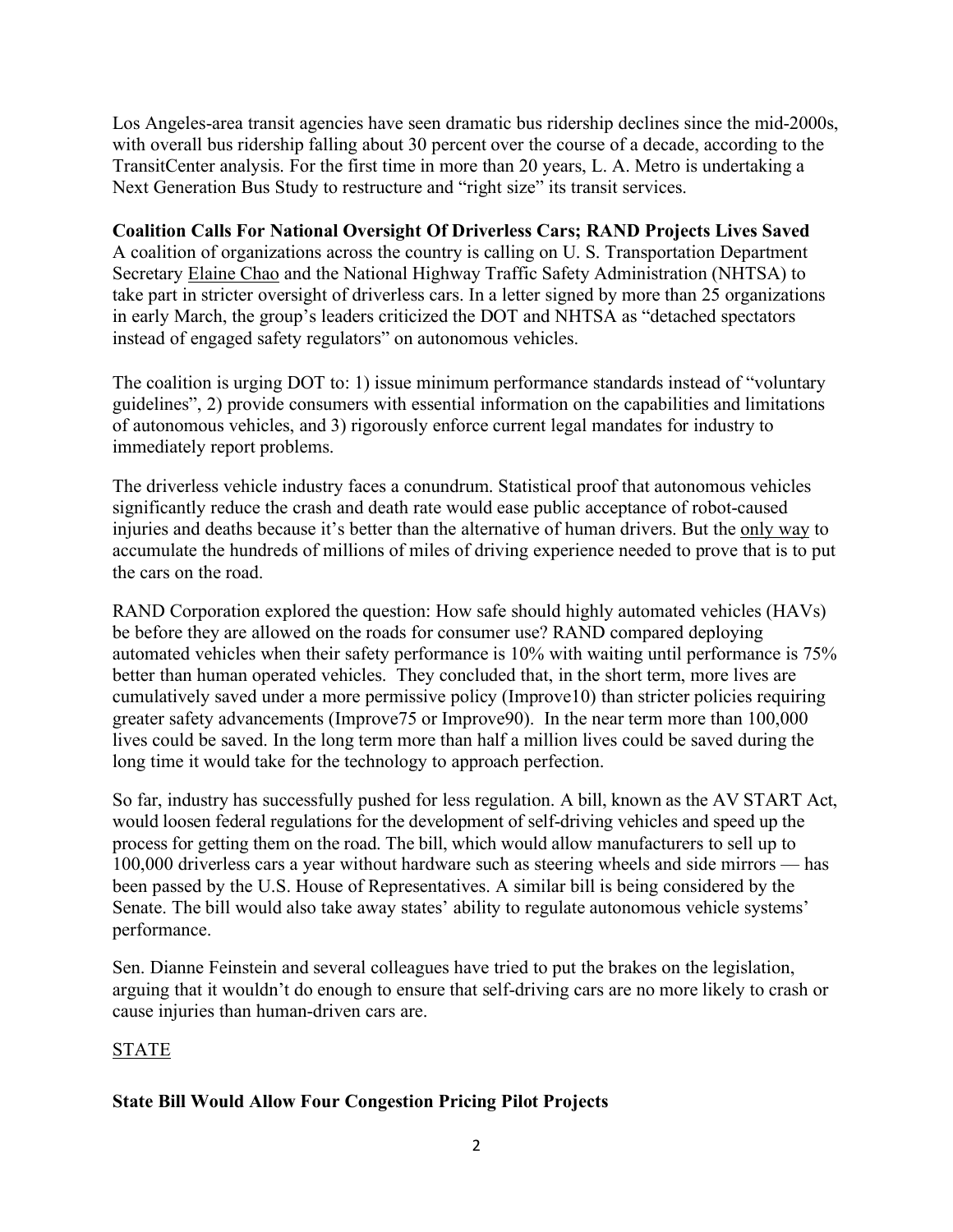Los Angeles-area transit agencies have seen dramatic bus ridership declines since the mid-2000s, with overall bus ridership falling about 30 percent over the course of a decade, according to the TransitCenter analysis. For the first time in more than 20 years, L. A. Metro is undertaking a Next Generation Bus Study to restructure and "right size" its transit services.

**Coalition Calls For National Oversight Of Driverless Cars; RAND Projects Lives Saved**

A coalition of organizations across the country is calling on U. S. Transportation Department Secretary Elaine Chao and the National Highway Traffic Safety Administration (NHTSA) to take part in stricter oversight of driverless cars. In a letter signed by more than 25 organizations in early March, the group's leaders criticized the DOT and NHTSA as "detached spectators instead of engaged safety regulators" on autonomous vehicles.

The coalition is urging DOT to: 1) issue minimum performance standards instead of "voluntary guidelines", 2) provide consumers with essential information on the capabilities and limitations of autonomous vehicles, and 3) rigorously enforce current legal mandates for industry to immediately report problems.

The driverless vehicle industry faces a conundrum. Statistical proof that autonomous vehicles significantly reduce the crash and death rate would ease public acceptance of robot-caused injuries and deaths because it's better than the alternative of human drivers. But the only way to accumulate the hundreds of millions of miles of driving experience needed to prove that is to put the cars on the road.

RAND Corporation explored the question: How safe should highly automated vehicles (HAVs) be before they are allowed on the roads for consumer use? RAND compared deploying automated vehicles when their safety performance is 10% with waiting until performance is 75% better than human operated vehicles. They concluded that, in the short term, more lives are cumulatively saved under a more permissive policy (Improve10) than stricter policies requiring greater safety advancements (Improve75 or Improve90). In the near term more than 100,000 lives could be saved. In the long term more than half a million lives could be saved during the long time it would take for the technology to approach perfection.

So far, industry has successfully pushed for less regulation. A bill, known as the AV START Act, would loosen federal regulations for the development of self-driving vehicles and speed up the process for getting them on the road. The bill, which would allow manufacturers to sell up to 100,000 driverless cars a year without hardware such as steering wheels and side mirrors — has been passed by the U.S. House of Representatives. A similar bill is being considered by the Senate. The bill would also take away states' ability to regulate autonomous vehicle systems' performance.

Sen. Dianne Feinstein and several colleagues have tried to put the brakes on the legislation, arguing that it wouldn't do enough to ensure that self-driving cars are no more likely to crash or cause injuries than human-driven cars are.

## STATE

**State Bill Would Allow Four Congestion Pricing Pilot Projects**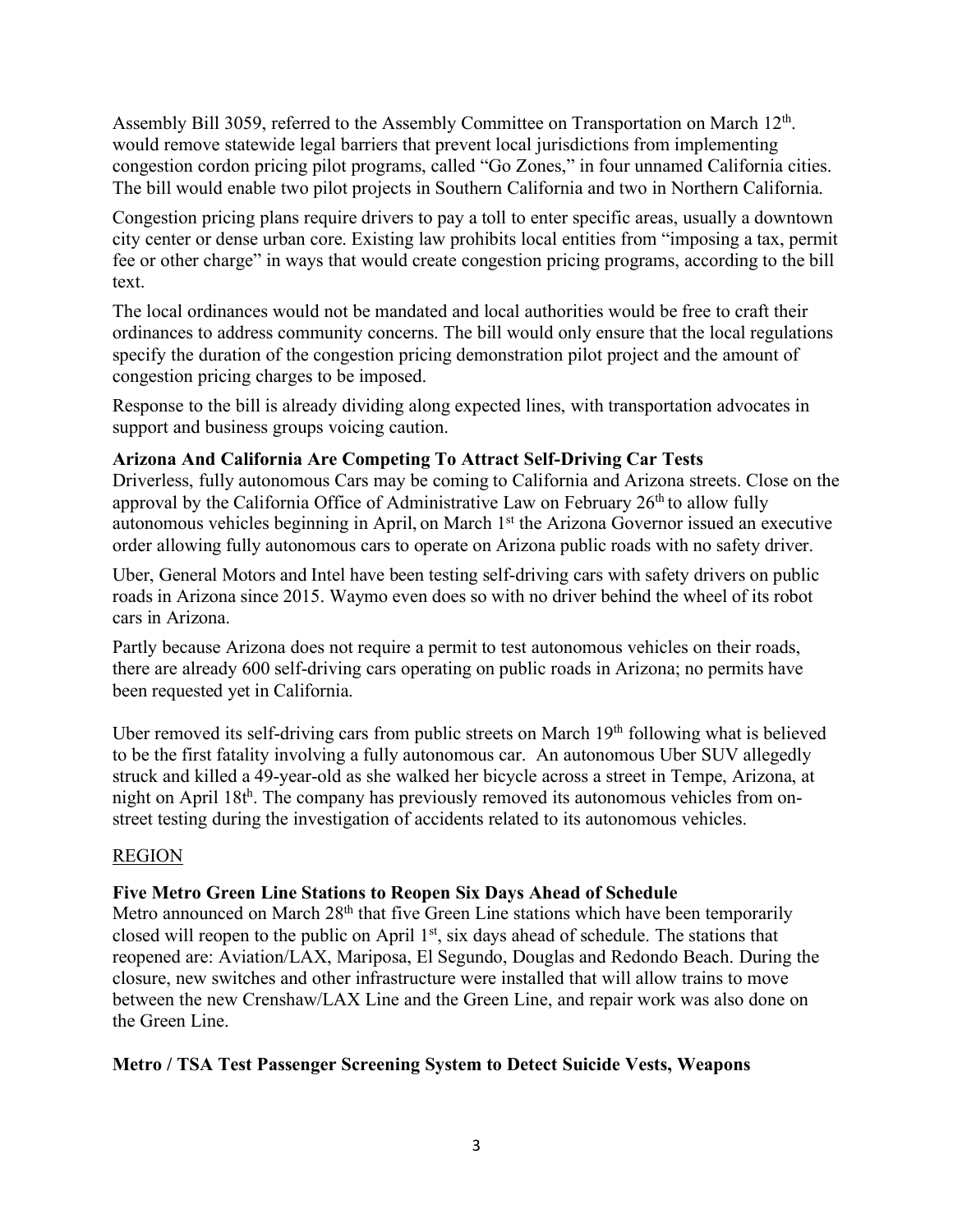Assembly Bill 3059, referred to the Assembly Committee on Transportation on March 12th. would remove statewide legal barriers that prevent local jurisdictions from implementing congestion cordon pricing pilot programs, called "Go Zones," in four unnamed California cities. The bill would enable two pilot projects in Southern California and two in Northern California.

Congestion pricing plans require drivers to pay a toll to enter specific areas, usually a downtown city center or dense urban core. Existing law prohibits local entities from "imposing a tax, permit fee or other charge" in ways that would create congestion pricing programs, according to the bill text.

The local ordinances would not be mandated and local authorities would be free to craft their ordinances to address community concerns. The bill would only ensure that the local regulations specify the duration of the congestion pricing demonstration pilot project and the amount of congestion pricing charges to be imposed.

Response to the bill is already dividing along expected lines, with transportation advocates in support and business groups voicing caution.

**Arizona And California Are Competing To Attract Self-Driving Car Tests**

Driverless, fully autonomous Cars may be coming to California and Arizona streets. Close on the approval by the California Office of Administrative Law on February 26th to allow fully autonomous vehicles beginning in April, on March 1st the Arizona Governor issued an executive order allowing fully autonomous cars to operate on Arizona public roads with no safety driver.

Uber, General Motors and Intel have been testing self-driving cars with safety drivers on public roads in Arizona since 2015. Waymo even does so with no driver behind the wheel of its robot cars in Arizona.

Partly because Arizona does not require a permit to test autonomous vehicles on their roads, there are already 600 self-driving cars operating on public roads in Arizona; no permits have been requested yet in California.

Uber removed its self-driving cars from public streets on March 19th following what is believed to be the first fatality involving a fully autonomous car. An autonomous Uber SUV allegedly struck and killed a 49-year-old as she walked her bicycle across a street in Tempe, Arizona, at night on April 18th. The company has previously removed its autonomous vehicles from on-street testing during the investigation of accidents related to its autonomous vehicles.

REGION

**Five Metro Green Line Stations to Reopen Six Days Ahead of Schedule**

Metro announced on March 28th that five Green Line stations which have been temporarily closed will reopen to the public on April 1st, six days ahead of schedule. The stations that reopened are: Aviation/LAX, Mariposa, El Segundo, Douglas and Redondo Beach. During the closure, new switches and other infrastructure were installed that will allow trains to move between the new Crenshaw/LAX Line and the Green Line, and repair work was also done on the Green Line.

**Metro / TSA Test Passenger Screening System to Detect Suicide Vests, Weapons**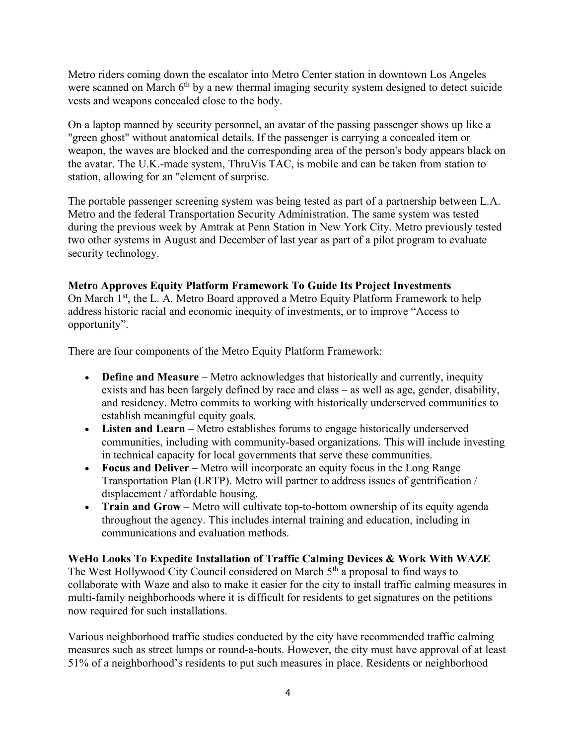Metro riders coming down the escalator into Metro Center station in downtown Los Angeles were scanned on March 6th by a new thermal imaging security system designed to detect suicide vests and weapons concealed close to the body.

On a laptop manned by security personnel, an avatar of the passing passenger shows up like a "green ghost" without anatomical details. If the passenger is carrying a concealed item or weapon, the waves are blocked and the corresponding area of the person's body appears black on the avatar. The U.K.-made system, ThruVis TAC, is mobile and can be taken from station to station, allowing for an "element of surprise.

The portable passenger screening system was being tested as part of a partnership between L.A. Metro and the federal Transportation Security Administration. The same system was tested during the previous week by Amtrak at Penn Station in New York City. Metro previously tested two other systems in August and December of last year as part of a pilot program to evaluate security technology.

**Metro Approves Equity Platform Framework To Guide Its Project Investments**

On March 1st, the L. A. Metro Board approved a Metro Equity Platform Framework to help address historic racial and economic inequity of investments, or to improve "Access to opportunity".

There are four components of the Metro Equity Platform Framework:

- **Define and Measure** – Metro acknowledges that historically and currently, inequity exists and has been largely defined by race and class – as well as age, gender, disability, and residency. Metro commits to working with historically underserved communities to establish meaningful equity goals.
- **Listen and Learn** – Metro establishes forums to engage historically underserved communities, including with community-based organizations. This will include investing in technical capacity for local governments that serve these communities.
- **Focus and Deliver** – Metro will incorporate an equity focus in the Long Range Transportation Plan (LRTP). Metro will partner to address issues of gentrification / displacement / affordable housing.
- **Train and Grow** – Metro will cultivate top-to-bottom ownership of its equity agenda throughout the agency. This includes internal training and education, including in communications and evaluation methods.

**WeHo Looks To Expedite Installation of Traffic Calming Devices & Work With WAZE**

The West Hollywood City Council considered on March 5th a proposal to find ways to collaborate with Waze and also to make it easier for the city to install traffic calming measures in multi-family neighborhoods where it is difficult for residents to get signatures on the petitions now required for such installations.

Various neighborhood traffic studies conducted by the city have recommended traffic calming measures such as street lumps or round-a-bouts. However, the city must have approval of at least 51% of a neighborhood's residents to put such measures in place. Residents or neighborhood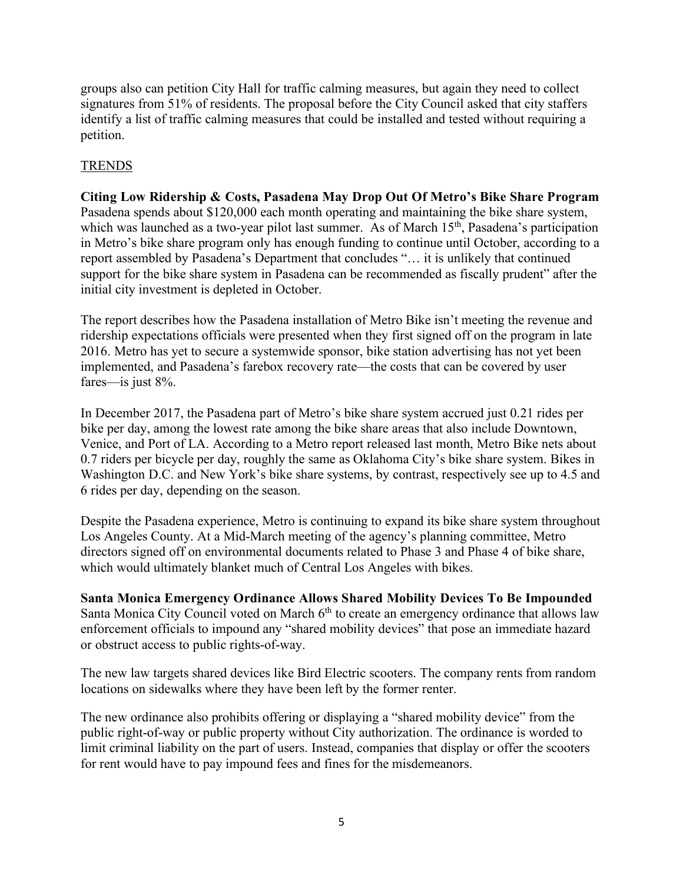groups also can petition City Hall for traffic calming measures, but again they need to collect signatures from 51% of residents. The proposal before the City Council asked that city staffers identify a list of traffic calming measures that could be installed and tested without requiring a petition.

## TRENDS

**Citing Low Ridership & Costs, Pasadena May Drop Out Of Metro's Bike Share Program**
Pasadena spends about $120,000 each month operating and maintaining the bike share system, which was launched as a two-year pilot last summer. As of March 15th, Pasadena's participation in Metro's bike share program only has enough funding to continue until October, according to a report assembled by Pasadena's Department that concludes "… it is unlikely that continued support for the bike share system in Pasadena can be recommended as fiscally prudent" after the initial city investment is depleted in October.

The report describes how the Pasadena installation of Metro Bike isn't meeting the revenue and ridership expectations officials were presented when they first signed off on the program in late 2016. Metro has yet to secure a systemwide sponsor, bike station advertising has not yet been implemented, and Pasadena's farebox recovery rate—the costs that can be covered by user fares—is just 8%.

In December 2017, the Pasadena part of Metro's bike share system accrued just 0.21 rides per bike per day, among the lowest rate among the bike share areas that also include Downtown, Venice, and Port of LA. According to a Metro report released last month, Metro Bike nets about 0.7 riders per bicycle per day, roughly the same as Oklahoma City's bike share system. Bikes in Washington D.C. and New York's bike share systems, by contrast, respectively see up to 4.5 and 6 rides per day, depending on the season.

Despite the Pasadena experience, Metro is continuing to expand its bike share system throughout Los Angeles County. At a Mid-March meeting of the agency's planning committee, Metro directors signed off on environmental documents related to Phase 3 and Phase 4 of bike share, which would ultimately blanket much of Central Los Angeles with bikes.

**Santa Monica Emergency Ordinance Allows Shared Mobility Devices To Be Impounded**
Santa Monica City Council voted on March 6th to create an emergency ordinance that allows law enforcement officials to impound any "shared mobility devices" that pose an immediate hazard or obstruct access to public rights-of-way.

The new law targets shared devices like Bird Electric scooters. The company rents from random locations on sidewalks where they have been left by the former renter.

The new ordinance also prohibits offering or displaying a "shared mobility device" from the public right-of-way or public property without City authorization. The ordinance is worded to limit criminal liability on the part of users. Instead, companies that display or offer the scooters for rent would have to pay impound fees and fines for the misdemeanors.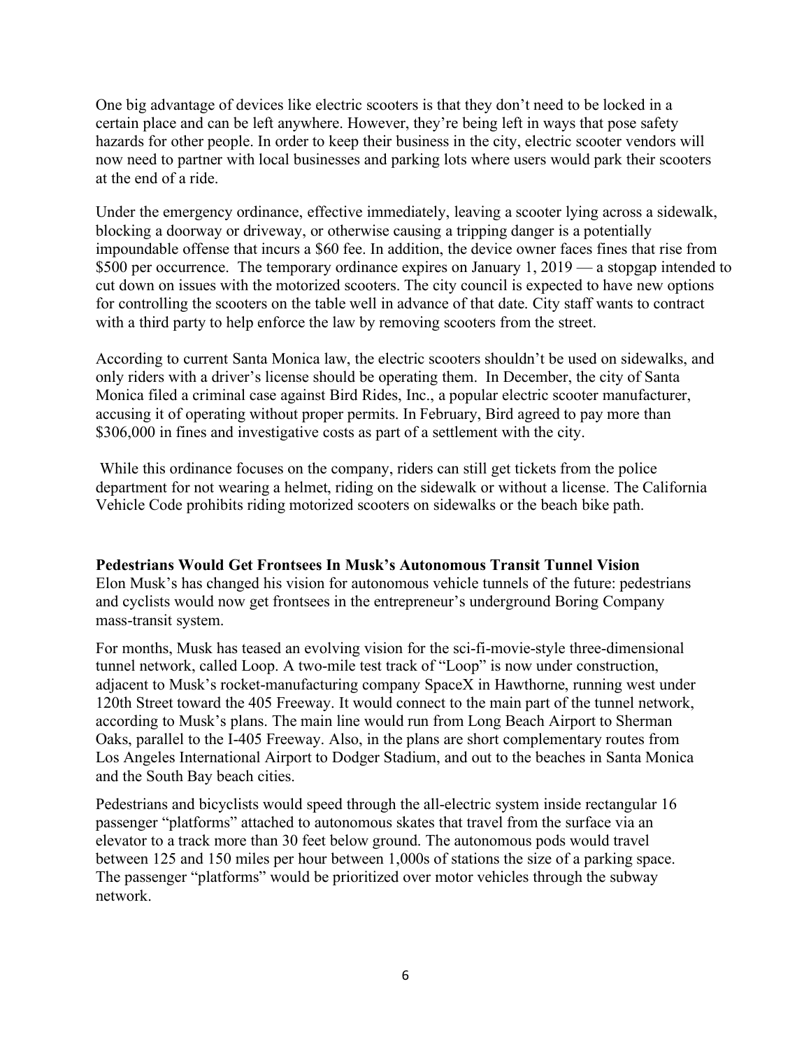One big advantage of devices like electric scooters is that they don't need to be locked in a certain place and can be left anywhere. However, they're being left in ways that pose safety hazards for other people. In order to keep their business in the city, electric scooter vendors will now need to partner with local businesses and parking lots where users would park their scooters at the end of a ride.

Under the emergency ordinance, effective immediately, leaving a scooter lying across a sidewalk, blocking a doorway or driveway, or otherwise causing a tripping danger is a potentially impoundable offense that incurs a $60 fee. In addition, the device owner faces fines that rise from $500 per occurrence. The temporary ordinance expires on January 1, 2019 — a stopgap intended to cut down on issues with the motorized scooters. The city council is expected to have new options for controlling the scooters on the table well in advance of that date. City staff wants to contract with a third party to help enforce the law by removing scooters from the street.

According to current Santa Monica law, the electric scooters shouldn't be used on sidewalks, and only riders with a driver's license should be operating them. In December, the city of Santa Monica filed a criminal case against Bird Rides, Inc., a popular electric scooter manufacturer, accusing it of operating without proper permits. In February, Bird agreed to pay more than $306,000 in fines and investigative costs as part of a settlement with the city.

While this ordinance focuses on the company, riders can still get tickets from the police department for not wearing a helmet, riding on the sidewalk or without a license. The California Vehicle Code prohibits riding motorized scooters on sidewalks or the beach bike path.

**Pedestrians Would Get Frontsees In Musk's Autonomous Transit Tunnel Vision**

Elon Musk's has changed his vision for autonomous vehicle tunnels of the future: pedestrians and cyclists would now get frontsees in the entrepreneur's underground Boring Company mass-transit system.

For months, Musk has teased an evolving vision for the sci-fi-movie-style three-dimensional tunnel network, called Loop. A two-mile test track of "Loop" is now under construction, adjacent to Musk's rocket-manufacturing company SpaceX in Hawthorne, running west under 120th Street toward the 405 Freeway. It would connect to the main part of the tunnel network, according to Musk's plans. The main line would run from Long Beach Airport to Sherman Oaks, parallel to the I-405 Freeway. Also, in the plans are short complementary routes from Los Angeles International Airport to Dodger Stadium, and out to the beaches in Santa Monica and the South Bay beach cities.

Pedestrians and bicyclists would speed through the all-electric system inside rectangular 16 passenger "platforms" attached to autonomous skates that travel from the surface via an elevator to a track more than 30 feet below ground. The autonomous pods would travel between 125 and 150 miles per hour between 1,000s of stations the size of a parking space. The passenger "platforms" would be prioritized over motor vehicles through the subway network.